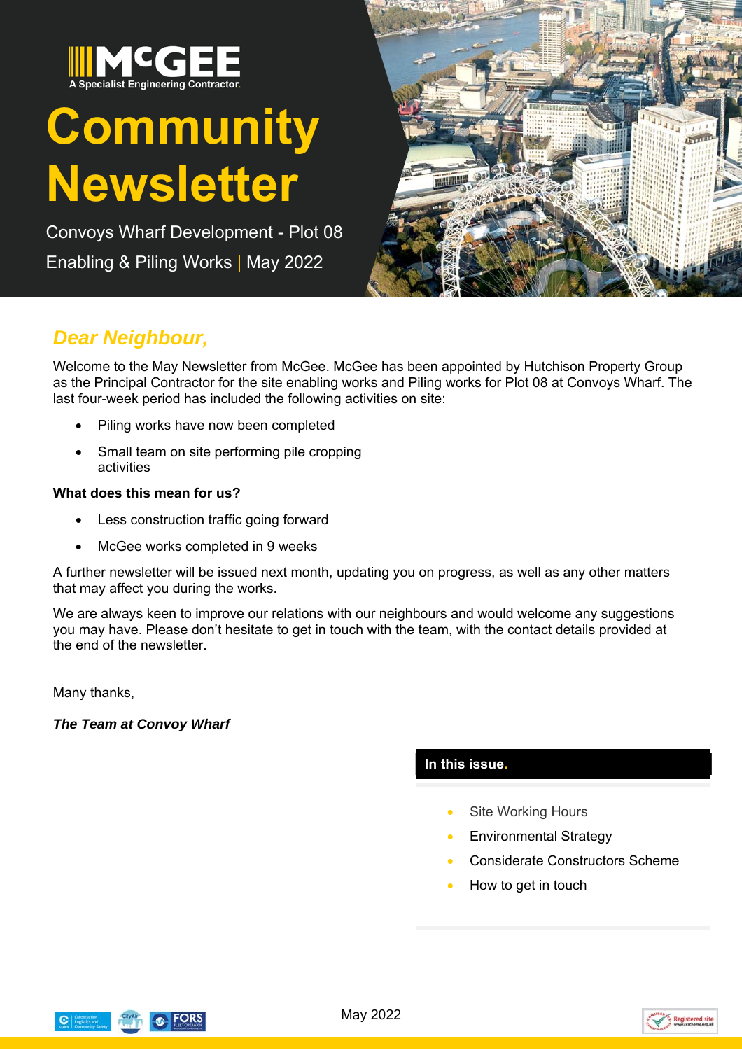McGEE

A Specialist Engineering Contractor.

# Community Newsletter

Convoys Wharf Development - Plot 08

Enabling & Piling Works | May 2022

## *Dear Neighbour,*

Welcome to the May Newsletter from McGee. McGee has been appointed by Hutchison Property Group as the Principal Contractor for the site enabling works and Piling works for Plot 08 at Convoys Wharf. The last four-week period has included the following activities on site:

- Piling works have now been completed
- Small team on site performing pile cropping activities

**What does this mean for us?**

- Less construction traffic going forward
- McGee works completed in 9 weeks

A further newsletter will be issued next month, updating you on progress, as well as any other matters that may affect you during the works.

We are always keen to improve our relations with our neighbours and would welcome any suggestions you may have. Please don't hesitate to get in touch with the team, with the contact details provided at the end of the newsletter.

Many thanks,

***The Team at Convoy Wharf***

**In this issue.**

- Site Working Hours
- Environmental Strategy
- Considerate Constructors Scheme
- How to get in touch

May 2022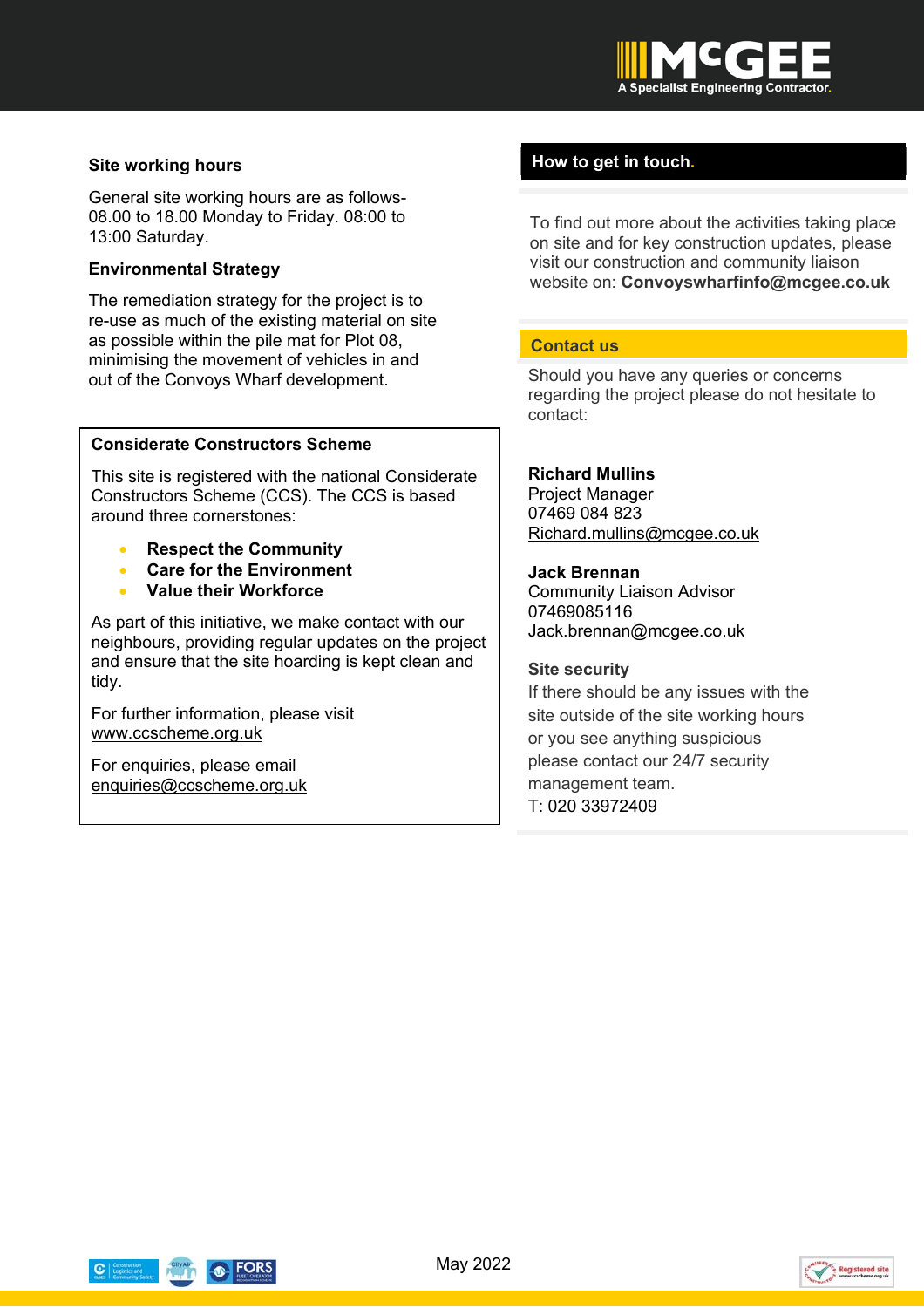## Site working hours

General site working hours are as follows- 08.00 to 18.00 Monday to Friday. 08:00 to 13:00 Saturday.

## Environmental Strategy

The remediation strategy for the project is to re-use as much of the existing material on site as possible within the pile mat for Plot 08, minimising the movement of vehicles in and out of the Convoys Wharf development.

### Considerate Constructors Scheme

This site is registered with the national Considerate Constructors Scheme (CCS). The CCS is based around three cornerstones:

- **Respect the Community**
- **Care for the Environment**
- **Value their Workforce**

As part of this initiative, we make contact with our neighbours, providing regular updates on the project and ensure that the site hoarding is kept clean and tidy.

For further information, please visit www.ccscheme.org.uk

For enquiries, please email enquiries@ccscheme.org.uk

## How to get in touch.

To find out more about the activities taking place on site and for key construction updates, please visit our construction and community liaison website on: **Convoyswharfinfo@mcgee.co.uk**

## Contact us

Should you have any queries or concerns regarding the project please do not hesitate to contact:

**Richard Mullins**
Project Manager
07469 084 823
Richard.mullins@mcgee.co.uk

**Jack Brennan**
Community Liaison Advisor
07469085116
Jack.brennan@mcgee.co.uk

**Site security**
If there should be any issues with the site outside of the site working hours or you see anything suspicious please contact our 24/7 security management team.
T: 020 33972409

May 2022